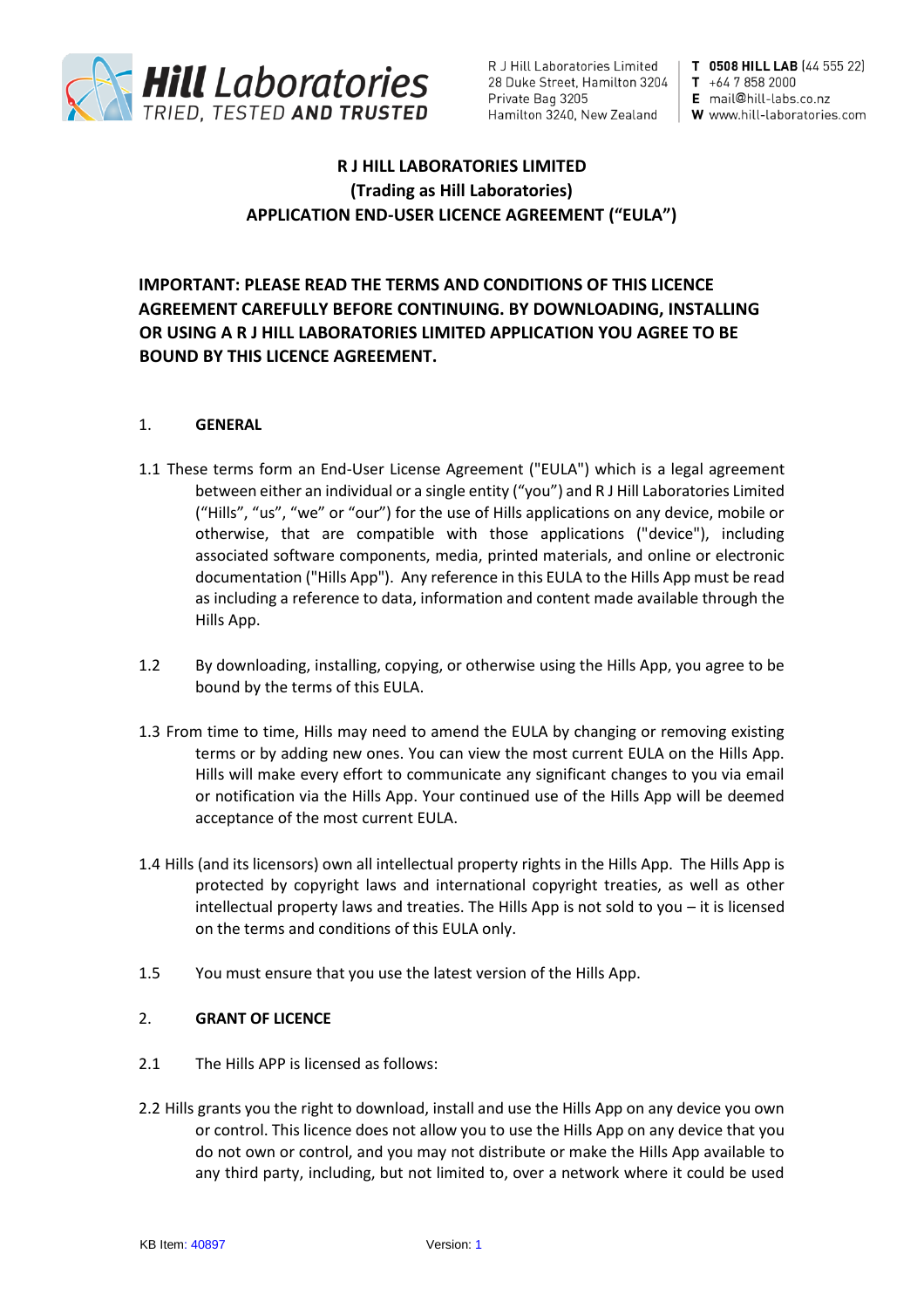**Hill Laboratories**
TRIED, TESTED AND TRUSTED

R J Hill Laboratories Limited
28 Duke Street, Hamilton 3204
Private Bag 3205
Hamilton 3240, New Zealand

**T 0508 HILL LAB** (44 555 22)
**T** +64 7 858 2000
**E** mail@hill-labs.co.nz
**W** www.hill-laboratories.com

# R J HILL LABORATORIES LIMITED
# (Trading as Hill Laboratories)
# APPLICATION END-USER LICENCE AGREEMENT ("EULA")

**IMPORTANT: PLEASE READ THE TERMS AND CONDITIONS OF THIS LICENCE AGREEMENT CAREFULLY BEFORE CONTINUING. BY DOWNLOADING, INSTALLING OR USING A R J HILL LABORATORIES LIMITED APPLICATION YOU AGREE TO BE BOUND BY THIS LICENCE AGREEMENT.**

## 1. GENERAL

1.1 These terms form an End-User License Agreement ("EULA") which is a legal agreement between either an individual or a single entity ("you") and R J Hill Laboratories Limited ("Hills", "us", "we" or "our") for the use of Hills applications on any device, mobile or otherwise, that are compatible with those applications ("device"), including associated software components, media, printed materials, and online or electronic documentation ("Hills App"). Any reference in this EULA to the Hills App must be read as including a reference to data, information and content made available through the Hills App.

1.2 By downloading, installing, copying, or otherwise using the Hills App, you agree to be bound by the terms of this EULA.

1.3 From time to time, Hills may need to amend the EULA by changing or removing existing terms or by adding new ones. You can view the most current EULA on the Hills App. Hills will make every effort to communicate any significant changes to you via email or notification via the Hills App. Your continued use of the Hills App will be deemed acceptance of the most current EULA.

1.4 Hills (and its licensors) own all intellectual property rights in the Hills App. The Hills App is protected by copyright laws and international copyright treaties, as well as other intellectual property laws and treaties. The Hills App is not sold to you – it is licensed on the terms and conditions of this EULA only.

1.5 You must ensure that you use the latest version of the Hills App.

## 2. GRANT OF LICENCE

2.1 The Hills APP is licensed as follows:

2.2 Hills grants you the right to download, install and use the Hills App on any device you own or control. This licence does not allow you to use the Hills App on any device that you do not own or control, and you may not distribute or make the Hills App available to any third party, including, but not limited to, over a network where it could be used

KB Item: 40897 Version: 1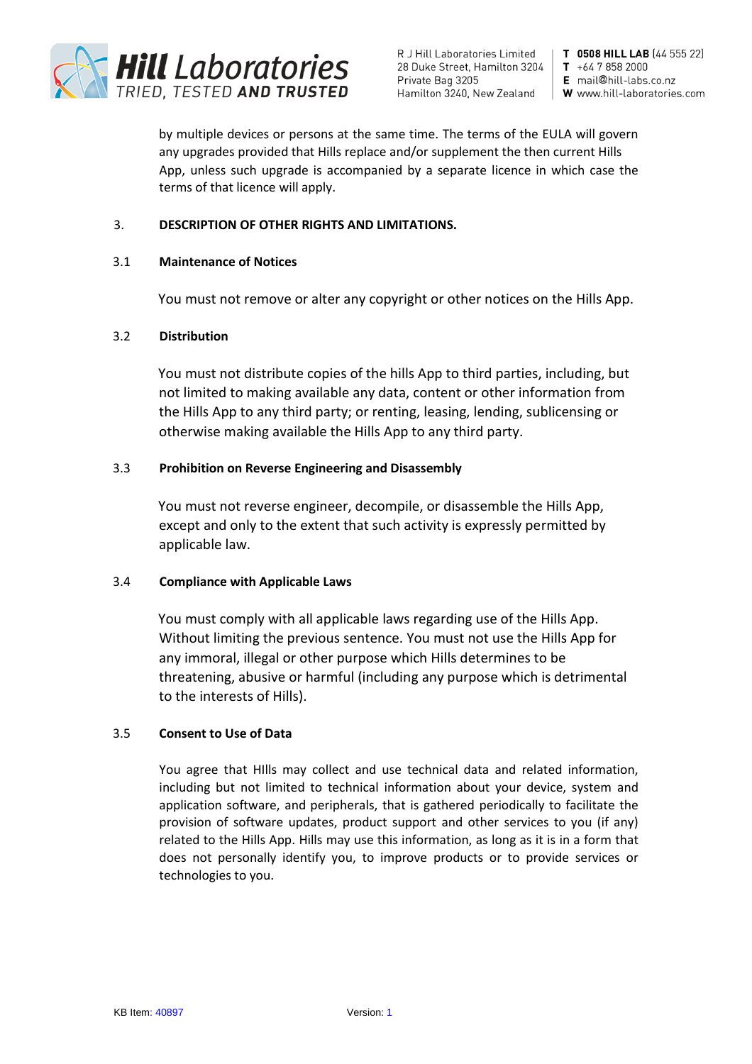by multiple devices or persons at the same time. The terms of the EULA will govern any upgrades provided that Hills replace and/or supplement the then current Hills App, unless such upgrade is accompanied by a separate licence in which case the terms of that licence will apply.

## 3. DESCRIPTION OF OTHER RIGHTS AND LIMITATIONS.

### 3.1 Maintenance of Notices

You must not remove or alter any copyright or other notices on the Hills App.

### 3.2 Distribution

You must not distribute copies of the hills App to third parties, including, but not limited to making available any data, content or other information from the Hills App to any third party; or renting, leasing, lending, sublicensing or otherwise making available the Hills App to any third party.

### 3.3 Prohibition on Reverse Engineering and Disassembly

You must not reverse engineer, decompile, or disassemble the Hills App, except and only to the extent that such activity is expressly permitted by applicable law.

### 3.4 Compliance with Applicable Laws

You must comply with all applicable laws regarding use of the Hills App. Without limiting the previous sentence. You must not use the Hills App for any immoral, illegal or other purpose which Hills determines to be threatening, abusive or harmful (including any purpose which is detrimental to the interests of Hills).

### 3.5 Consent to Use of Data

You agree that HIlls may collect and use technical data and related information, including but not limited to technical information about your device, system and application software, and peripherals, that is gathered periodically to facilitate the provision of software updates, product support and other services to you (if any) related to the Hills App. Hills may use this information, as long as it is in a form that does not personally identify you, to improve products or to provide services or technologies to you.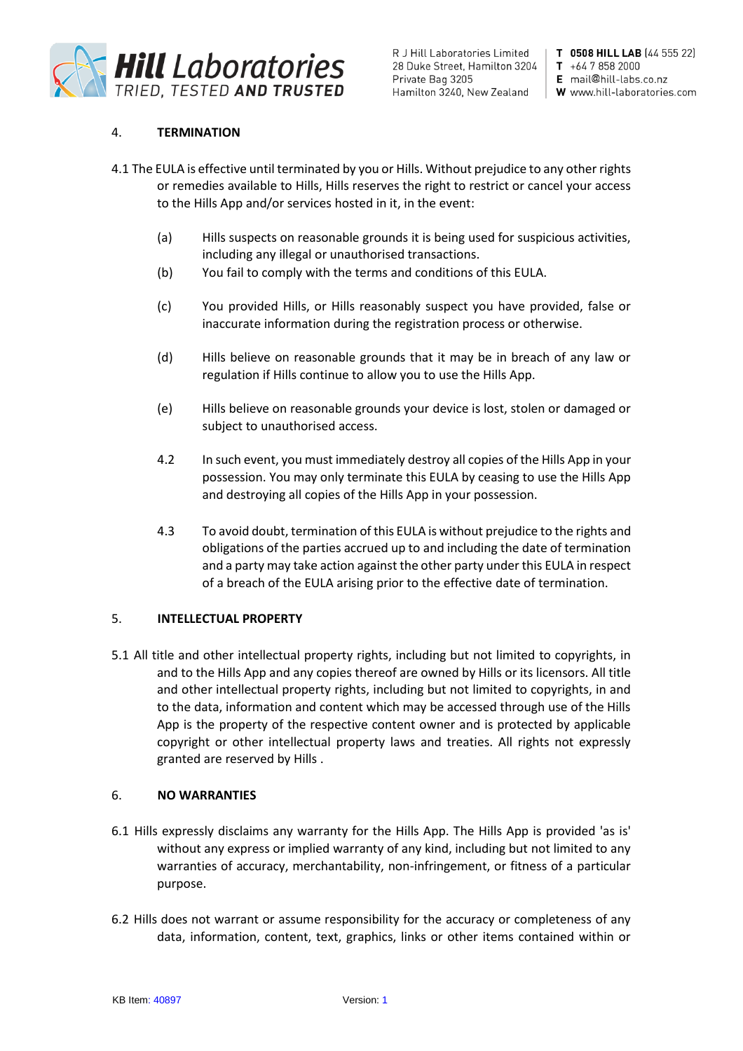## 4. TERMINATION

4.1 The EULA is effective until terminated by you or Hills. Without prejudice to any other rights or remedies available to Hills, Hills reserves the right to restrict or cancel your access to the Hills App and/or services hosted in it, in the event:

(a) Hills suspects on reasonable grounds it is being used for suspicious activities, including any illegal or unauthorised transactions.

(b) You fail to comply with the terms and conditions of this EULA.

(c) You provided Hills, or Hills reasonably suspect you have provided, false or inaccurate information during the registration process or otherwise.

(d) Hills believe on reasonable grounds that it may be in breach of any law or regulation if Hills continue to allow you to use the Hills App.

(e) Hills believe on reasonable grounds your device is lost, stolen or damaged or subject to unauthorised access.

4.2 In such event, you must immediately destroy all copies of the Hills App in your possession. You may only terminate this EULA by ceasing to use the Hills App and destroying all copies of the Hills App in your possession.

4.3 To avoid doubt, termination of this EULA is without prejudice to the rights and obligations of the parties accrued up to and including the date of termination and a party may take action against the other party under this EULA in respect of a breach of the EULA arising prior to the effective date of termination.

## 5. INTELLECTUAL PROPERTY

5.1 All title and other intellectual property rights, including but not limited to copyrights, in and to the Hills App and any copies thereof are owned by Hills or its licensors. All title and other intellectual property rights, including but not limited to copyrights, in and to the data, information and content which may be accessed through use of the Hills App is the property of the respective content owner and is protected by applicable copyright or other intellectual property laws and treaties. All rights not expressly granted are reserved by Hills .

## 6. NO WARRANTIES

6.1 Hills expressly disclaims any warranty for the Hills App. The Hills App is provided 'as is' without any express or implied warranty of any kind, including but not limited to any warranties of accuracy, merchantability, non-infringement, or fitness of a particular purpose.

6.2 Hills does not warrant or assume responsibility for the accuracy or completeness of any data, information, content, text, graphics, links or other items contained within or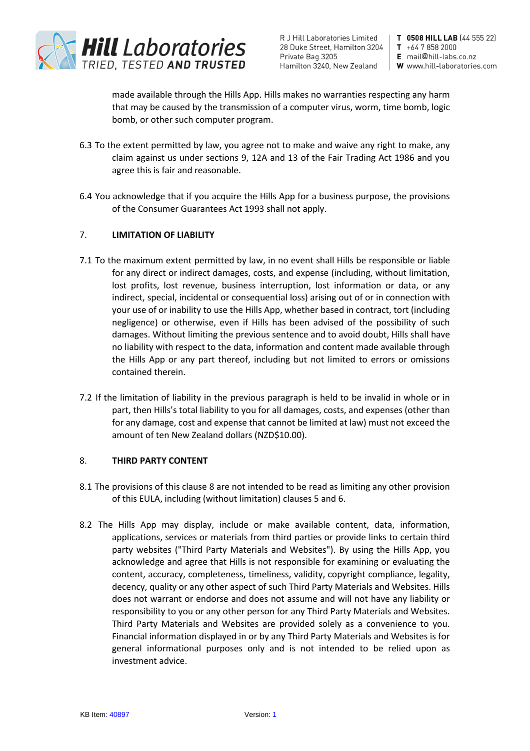made available through the Hills App. Hills makes no warranties respecting any harm that may be caused by the transmission of a computer virus, worm, time bomb, logic bomb, or other such computer program.

6.3 To the extent permitted by law, you agree not to make and waive any right to make, any claim against us under sections 9, 12A and 13 of the Fair Trading Act 1986 and you agree this is fair and reasonable.

6.4 You acknowledge that if you acquire the Hills App for a business purpose, the provisions of the Consumer Guarantees Act 1993 shall not apply.

## 7. LIMITATION OF LIABILITY

7.1 To the maximum extent permitted by law, in no event shall Hills be responsible or liable for any direct or indirect damages, costs, and expense (including, without limitation, lost profits, lost revenue, business interruption, lost information or data, or any indirect, special, incidental or consequential loss) arising out of or in connection with your use of or inability to use the Hills App, whether based in contract, tort (including negligence) or otherwise, even if Hills has been advised of the possibility of such damages. Without limiting the previous sentence and to avoid doubt, Hills shall have no liability with respect to the data, information and content made available through the Hills App or any part thereof, including but not limited to errors or omissions contained therein.

7.2 If the limitation of liability in the previous paragraph is held to be invalid in whole or in part, then Hills's total liability to you for all damages, costs, and expenses (other than for any damage, cost and expense that cannot be limited at law) must not exceed the amount of ten New Zealand dollars (NZD$10.00).

## 8. THIRD PARTY CONTENT

8.1 The provisions of this clause 8 are not intended to be read as limiting any other provision of this EULA, including (without limitation) clauses 5 and 6.

8.2 The Hills App may display, include or make available content, data, information, applications, services or materials from third parties or provide links to certain third party websites ("Third Party Materials and Websites"). By using the Hills App, you acknowledge and agree that Hills is not responsible for examining or evaluating the content, accuracy, completeness, timeliness, validity, copyright compliance, legality, decency, quality or any other aspect of such Third Party Materials and Websites. Hills does not warrant or endorse and does not assume and will not have any liability or responsibility to you or any other person for any Third Party Materials and Websites. Third Party Materials and Websites are provided solely as a convenience to you. Financial information displayed in or by any Third Party Materials and Websites is for general informational purposes only and is not intended to be relied upon as investment advice.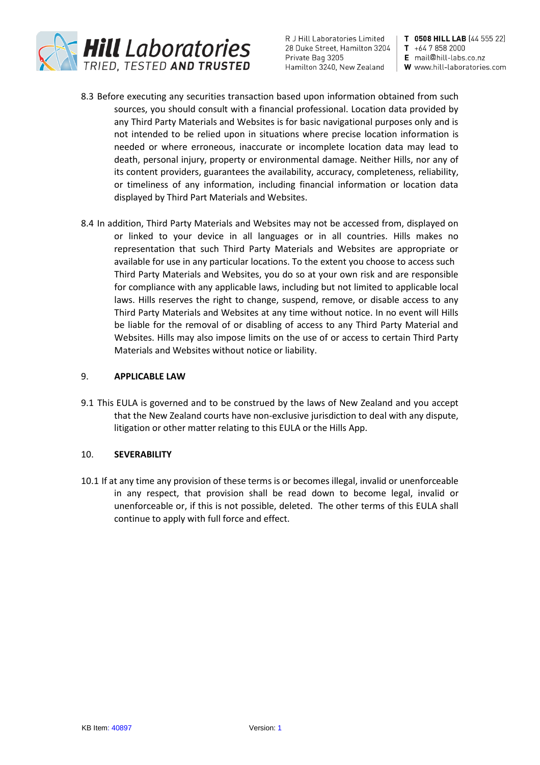8.3 Before executing any securities transaction based upon information obtained from such sources, you should consult with a financial professional. Location data provided by any Third Party Materials and Websites is for basic navigational purposes only and is not intended to be relied upon in situations where precise location information is needed or where erroneous, inaccurate or incomplete location data may lead to death, personal injury, property or environmental damage. Neither Hills, nor any of its content providers, guarantees the availability, accuracy, completeness, reliability, or timeliness of any information, including financial information or location data displayed by Third Part Materials and Websites.

8.4 In addition, Third Party Materials and Websites may not be accessed from, displayed on or linked to your device in all languages or in all countries. Hills makes no representation that such Third Party Materials and Websites are appropriate or available for use in any particular locations. To the extent you choose to access such Third Party Materials and Websites, you do so at your own risk and are responsible for compliance with any applicable laws, including but not limited to applicable local laws. Hills reserves the right to change, suspend, remove, or disable access to any Third Party Materials and Websites at any time without notice. In no event will Hills be liable for the removal of or disabling of access to any Third Party Material and Websites. Hills may also impose limits on the use of or access to certain Third Party Materials and Websites without notice or liability.

## 9. APPLICABLE LAW

9.1 This EULA is governed and to be construed by the laws of New Zealand and you accept that the New Zealand courts have non-exclusive jurisdiction to deal with any dispute, litigation or other matter relating to this EULA or the Hills App.

## 10. SEVERABILITY

10.1 If at any time any provision of these terms is or becomes illegal, invalid or unenforceable in any respect, that provision shall be read down to become legal, invalid or unenforceable or, if this is not possible, deleted. The other terms of this EULA shall continue to apply with full force and effect.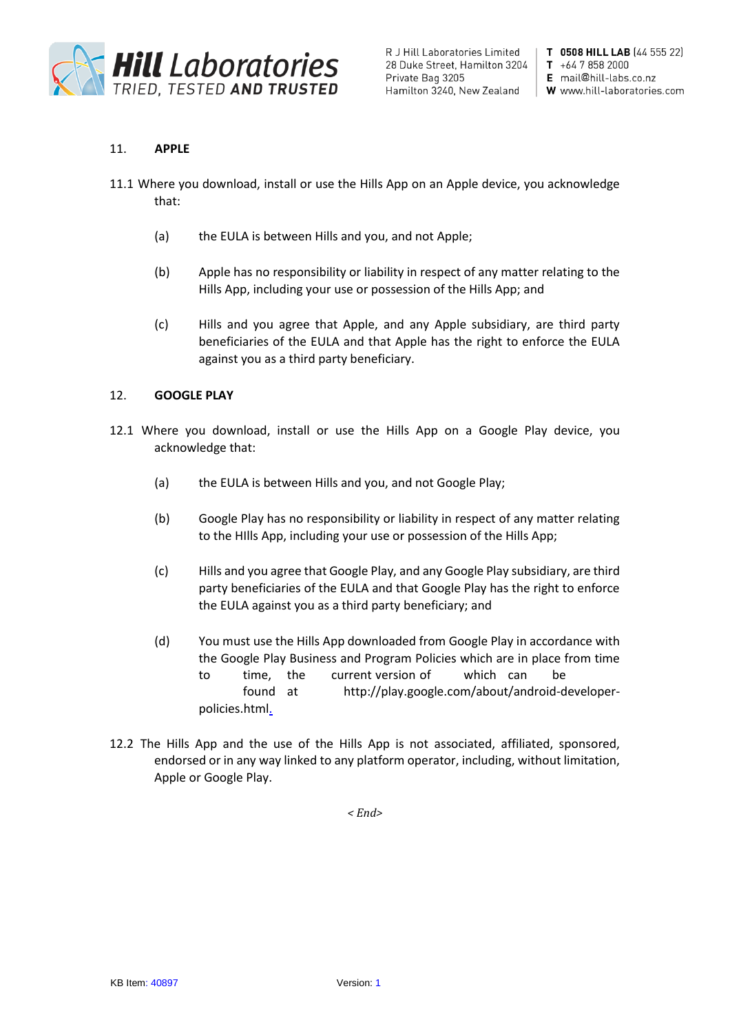## 11. APPLE

11.1 Where you download, install or use the Hills App on an Apple device, you acknowledge that:

(a) the EULA is between Hills and you, and not Apple;

(b) Apple has no responsibility or liability in respect of any matter relating to the Hills App, including your use or possession of the Hills App; and

(c) Hills and you agree that Apple, and any Apple subsidiary, are third party beneficiaries of the EULA and that Apple has the right to enforce the EULA against you as a third party beneficiary.

## 12. GOOGLE PLAY

12.1 Where you download, install or use the Hills App on a Google Play device, you acknowledge that:

(a) the EULA is between Hills and you, and not Google Play;

(b) Google Play has no responsibility or liability in respect of any matter relating to the HIlls App, including your use or possession of the Hills App;

(c) Hills and you agree that Google Play, and any Google Play subsidiary, are third party beneficiaries of the EULA and that Google Play has the right to enforce the EULA against you as a third party beneficiary; and

(d) You must use the Hills App downloaded from Google Play in accordance with the Google Play Business and Program Policies which are in place from time to time, the current version of which can be found at http://play.google.com/about/android-developer-policies.html.

12.2 The Hills App and the use of the Hills App is not associated, affiliated, sponsored, endorsed or in any way linked to any platform operator, including, without limitation, Apple or Google Play.

*< End>*